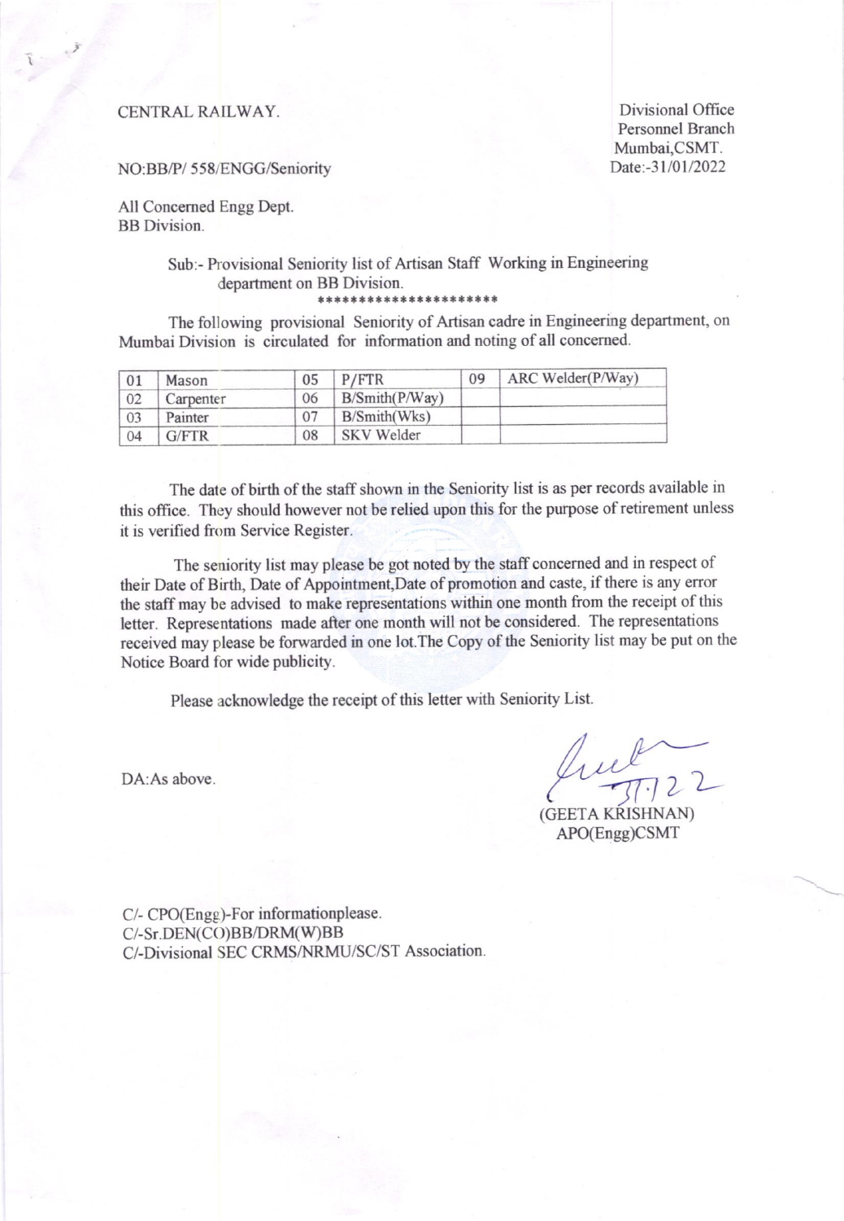CENTRAL RAILWAY.

Divisional Office
Personnel Branch
Mumbai,CSMT.
Date:-31/01/2022

NO:BB/P/ 558/ENGG/Seniority

All Concerned Engg Dept.
BB Division.

Sub:- Provisional Seniority list of Artisan Staff Working in Engineering department on BB Division.

**********************

The following provisional Seniority of Artisan cadre in Engineering department, on Mumbai Division is circulated for information and noting of all concerned.

| 01 | Mason | 05 | P/FTR | 09 | ARC Welder(P/Way) |
|---|---|---|---|---|---|
| 02 | Carpenter | 06 | B/Smith(P/Way) | | |
| 03 | Painter | 07 | B/Smith(Wks) | | |
| 04 | G/FTR | 08 | SKV Welder | | |

The date of birth of the staff shown in the Seniority list is as per records available in this office. They should however not be relied upon this for the purpose of retirement unless it is verified from Service Register.

The seniority list may please be got noted by the staff concerned and in respect of their Date of Birth, Date of Appointment,Date of promotion and caste, if there is any error the staff may be advised to make representations within one month from the receipt of this letter. Representations made after one month will not be considered. The representations received may please be forwarded in one lot.The Copy of the Seniority list may be put on the Notice Board for wide publicity.

Please acknowledge the receipt of this letter with Seniority List.

DA:As above.

31.1.22

(GEETA KRISHNAN)
APO(Engg)CSMT

C/- CPO(Engg)-For informationplease.
C/-Sr.DEN(CO)BB/DRM(W)BB
C/-Divisional SEC CRMS/NRMU/SC/ST Association.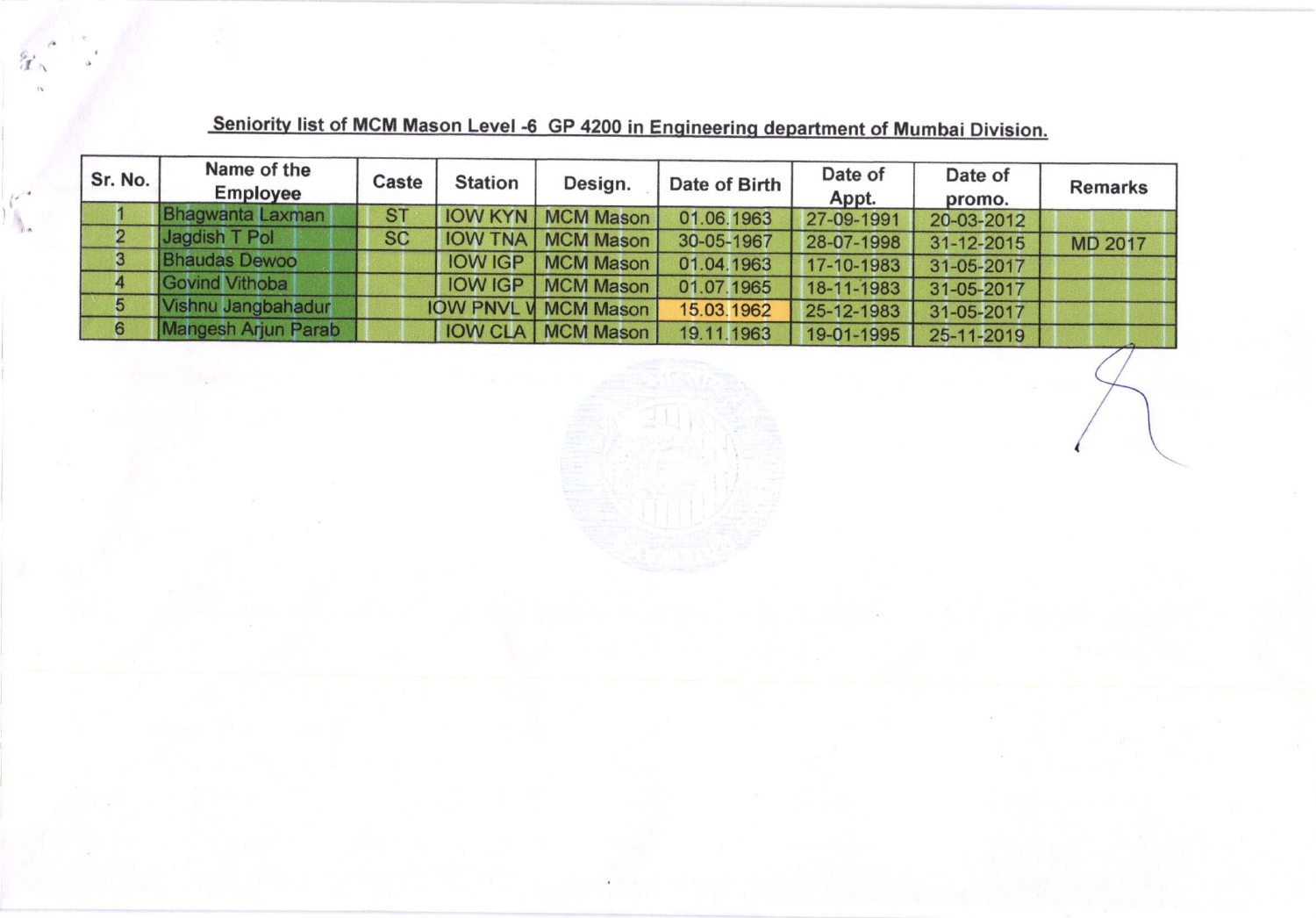**Seniority list of MCM Mason Level -6 GP 4200 in Engineering department of Mumbai Division.**

| Sr. No. | Name of the Employee | Caste | Station | Design. | Date of Birth | Date of Appt. | Date of promo. | Remarks |
|---|---|---|---|---|---|---|---|---|
| 1 | Bhagwanta Laxman | ST | IOW KYN | MCM Mason | 01.06.1963 | 27-09-1991 | 20-03-2012 | |
| 2 | Jagdish T Pol | SC | IOW TNA | MCM Mason | 30-05-1967 | 28-07-1998 | 31-12-2015 | MD 2017 |
| 3 | Bhaudas Dewoo | | IOW IGP | MCM Mason | 01.04.1963 | 17-10-1983 | 31-05-2017 | |
| 4 | Govind Vithoba | | IOW IGP | MCM Mason | 01.07.1965 | 18-11-1983 | 31-05-2017 | |
| 5 | Vishnu Jangbahadur | | IOW PNVL V | MCM Mason | 15.03.1962 | 25-12-1983 | 31-05-2017 | |
| 6 | Mangesh Arjun Parab | | IOW CLA | MCM Mason | 19.11.1963 | 19-01-1995 | 25-11-2019 | |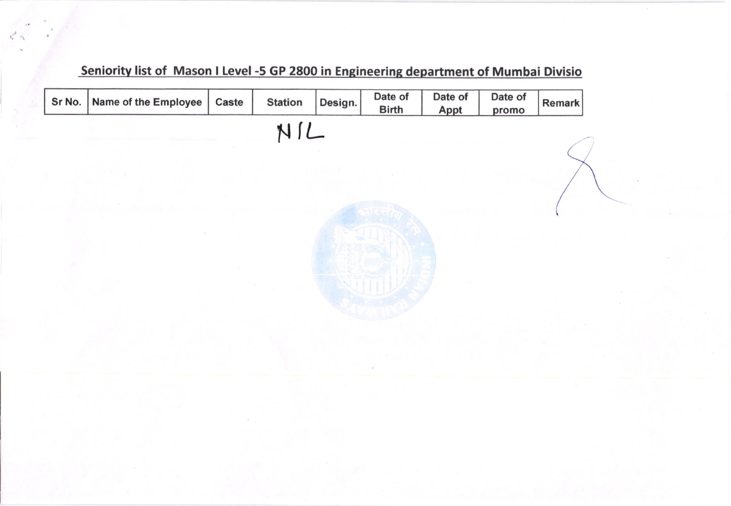## Seniority list of Mason I Level -5 GP 2800 in Engineering department of Mumbai Divisio

| Sr No. | Name of the Employee | Caste | Station | Design. | Date of Birth | Date of Appt | Date of promo | Remark |
|---|---|---|---|---|---|---|---|---|

NIL